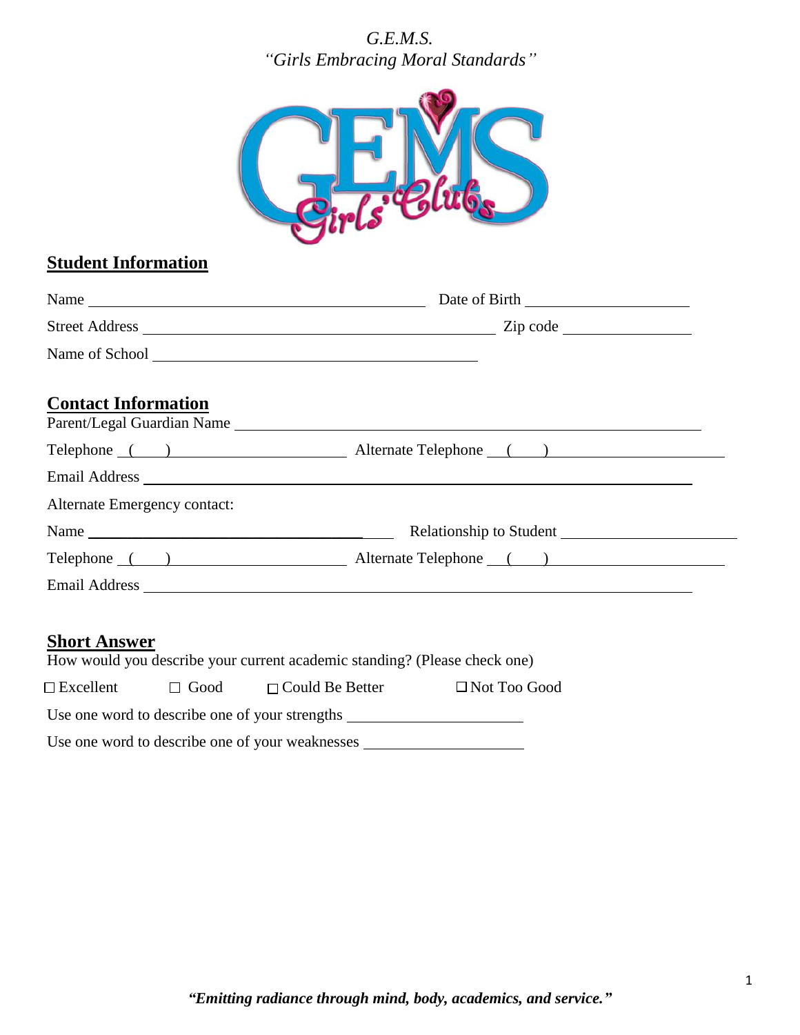*G.E.M.S.*
*"Girls Embracing Moral Standards"*

## Student Information

Name ______________________________ Date of Birth ____________________

Street Address ______________________________ Zip code ________________

Name of School ______________________________

## Contact Information

Parent/Legal Guardian Name ______________________________

Telephone (    ) ____________________ Alternate Telephone (    ) ____________________

Email Address ______________________________

Alternate Emergency contact:

Name ______________________________ Relationship to Student ____________________

Telephone (    ) ____________________ Alternate Telephone (    ) ____________________

Email Address ______________________________

## Short Answer

How would you describe your current academic standing? (Please check one)

☐ Excellent ☐ Good ☐ Could Be Better ☐ Not Too Good

Use one word to describe one of your strengths ____________________

Use one word to describe one of your weaknesses ____________________

***"Emitting radiance through mind, body, academics, and service."***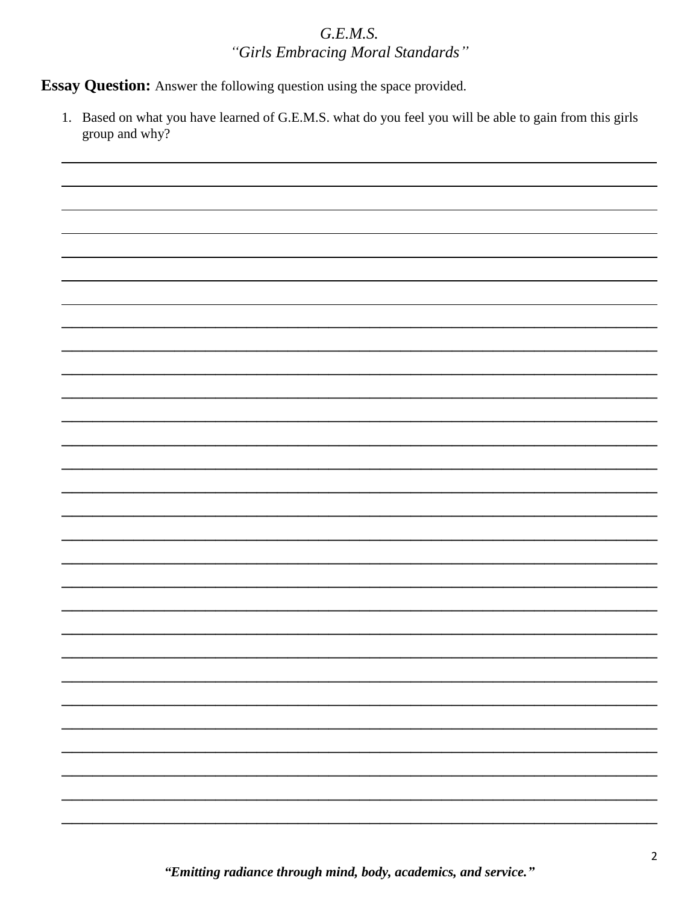*G.E.M.S.*
*"Girls Embracing Moral Standards"*

**Essay Question:** Answer the following question using the space provided.

1. Based on what you have learned of G.E.M.S. what do you feel you will be able to gain from this girls group and why?

___________________________________________________________________________
___________________________________________________________________________
___________________________________________________________________________
___________________________________________________________________________
___________________________________________________________________________
___________________________________________________________________________
___________________________________________________________________________
___________________________________________________________________________
___________________________________________________________________________
___________________________________________________________________________
___________________________________________________________________________
___________________________________________________________________________
___________________________________________________________________________
___________________________________________________________________________
___________________________________________________________________________
___________________________________________________________________________
___________________________________________________________________________
___________________________________________________________________________
___________________________________________________________________________
___________________________________________________________________________
___________________________________________________________________________
___________________________________________________________________________
___________________________________________________________________________
___________________________________________________________________________
___________________________________________________________________________
___________________________________________________________________________
___________________________________________________________________________
___________________________________________________________________________
___________________________________________________________________________

***"Emitting radiance through mind, body, academics, and service."***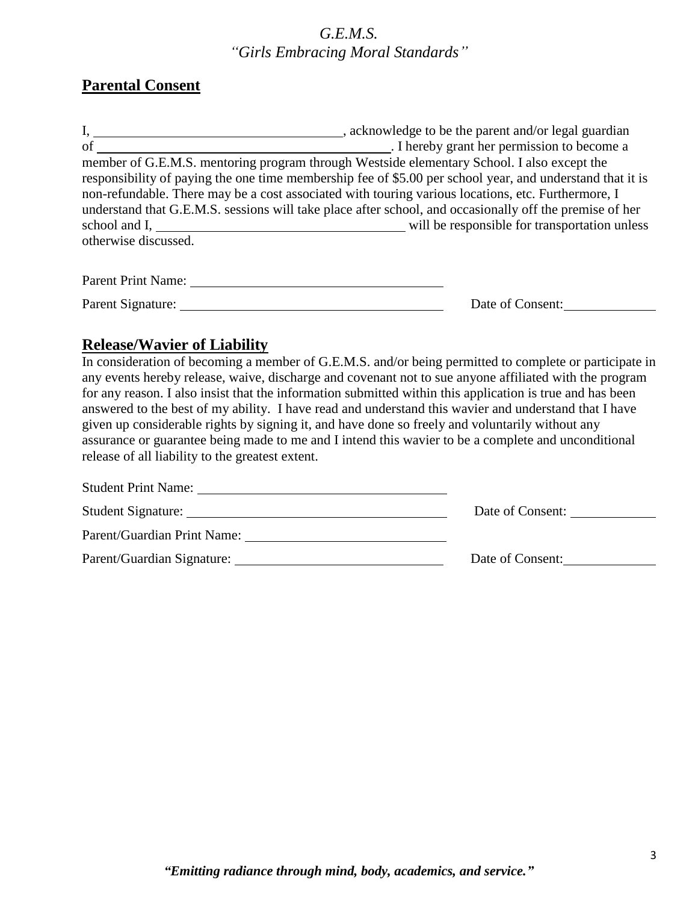*G.E.M.S.*
*"Girls Embracing Moral Standards"*

## Parental Consent

I, ____________________________________, acknowledge to be the parent and/or legal guardian of ____________________________________________. I hereby grant her permission to become a member of G.E.M.S. mentoring program through Westside elementary School. I also except the responsibility of paying the one time membership fee of $5.00 per school year, and understand that it is non-refundable. There may be a cost associated with touring various locations, etc. Furthermore, I understand that G.E.M.S. sessions will take place after school, and occasionally off the premise of her school and I, ____________________________________ will be responsible for transportation unless otherwise discussed.

Parent Print Name: ____________________________________

Parent Signature: ______________________________________ Date of Consent: _____________

## Release/Wavier of Liability

In consideration of becoming a member of G.E.M.S. and/or being permitted to complete or participate in any events hereby release, waive, discharge and covenant not to sue anyone affiliated with the program for any reason. I also insist that the information submitted within this application is true and has been answered to the best of my ability. I have read and understand this wavier and understand that I have given up considerable rights by signing it, and have done so freely and voluntarily without any assurance or guarantee being made to me and I intend this wavier to be a complete and unconditional release of all liability to the greatest extent.

Student Print Name: ____________________________________

Student Signature: ______________________________________ Date of Consent: _____________

Parent/Guardian Print Name: ______________________________

Parent/Guardian Signature: _______________________________ Date of Consent: _____________

***"Emitting radiance through mind, body, academics, and service."***